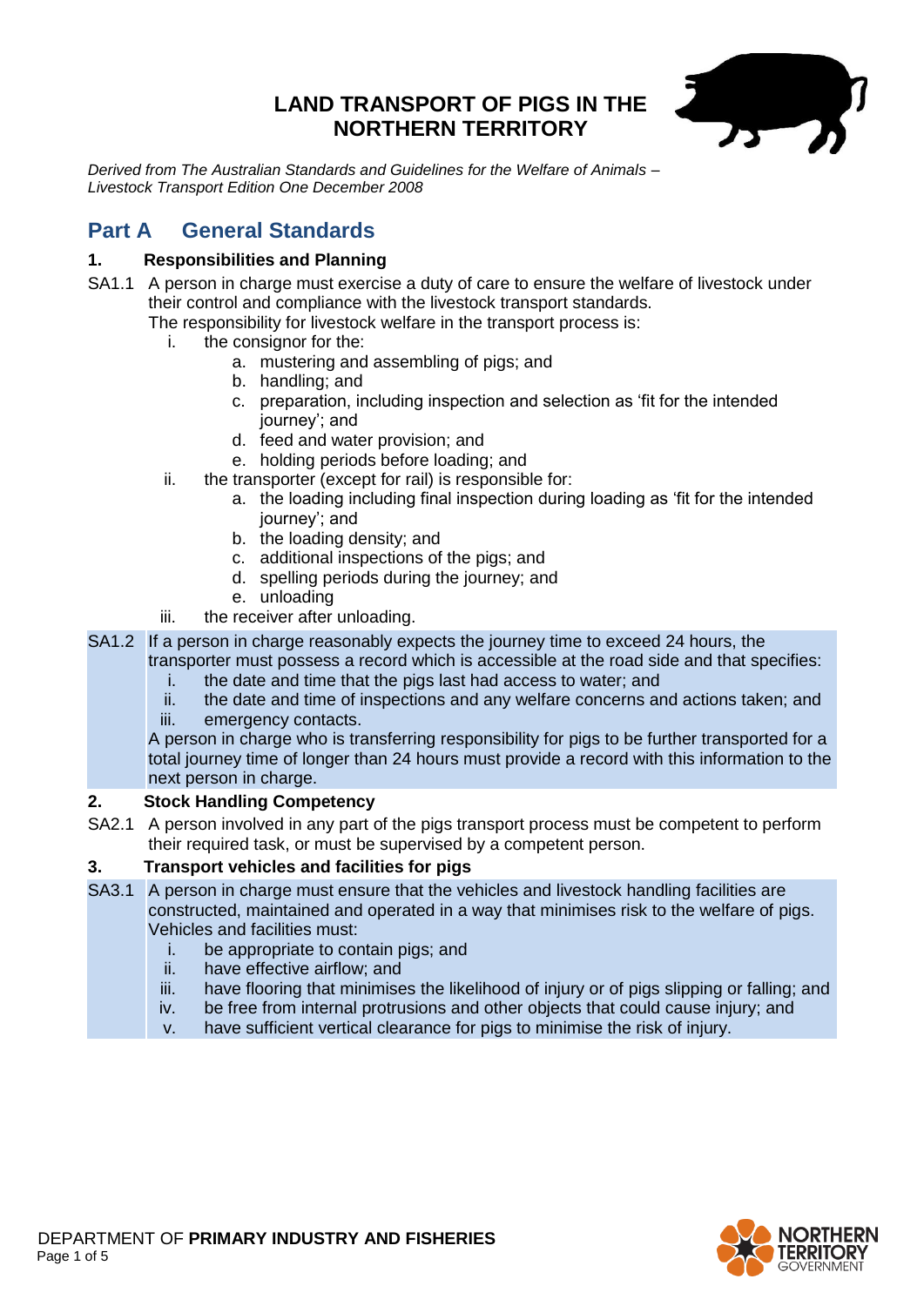# LAND TRANSPORT OF PIGS IN THE NORTHERN TERRITORY

*Derived from The Australian Standards and Guidelines for the Welfare of Animals – Livestock Transport Edition One December 2008*

## Part A General Standards

### 1. Responsibilities and Planning

SA1.1 A person in charge must exercise a duty of care to ensure the welfare of livestock under their control and compliance with the livestock transport standards.
The responsibility for livestock welfare in the transport process is:

i. the consignor for the:
   a. mustering and assembling of pigs; and
   b. handling; and
   c. preparation, including inspection and selection as 'fit for the intended journey'; and
   d. feed and water provision; and
   e. holding periods before loading; and

ii. the transporter (except for rail) is responsible for:
   a. the loading including final inspection during loading as 'fit for the intended journey'; and
   b. the loading density; and
   c. additional inspections of the pigs; and
   d. spelling periods during the journey; and
   e. unloading

iii. the receiver after unloading.

SA1.2 If a person in charge reasonably expects the journey time to exceed 24 hours, the transporter must possess a record which is accessible at the road side and that specifies:

i. the date and time that the pigs last had access to water; and
ii. the date and time of inspections and any welfare concerns and actions taken; and
iii. emergency contacts.

A person in charge who is transferring responsibility for pigs to be further transported for a total journey time of longer than 24 hours must provide a record with this information to the next person in charge.

### 2. Stock Handling Competency

SA2.1 A person involved in any part of the pigs transport process must be competent to perform their required task, or must be supervised by a competent person.

### 3. Transport vehicles and facilities for pigs

SA3.1 A person in charge must ensure that the vehicles and livestock handling facilities are constructed, maintained and operated in a way that minimises risk to the welfare of pigs. Vehicles and facilities must:

i. be appropriate to contain pigs; and
ii. have effective airflow; and
iii. have flooring that minimises the likelihood of injury or of pigs slipping or falling; and
iv. be free from internal protrusions and other objects that could cause injury; and
v. have sufficient vertical clearance for pigs to minimise the risk of injury.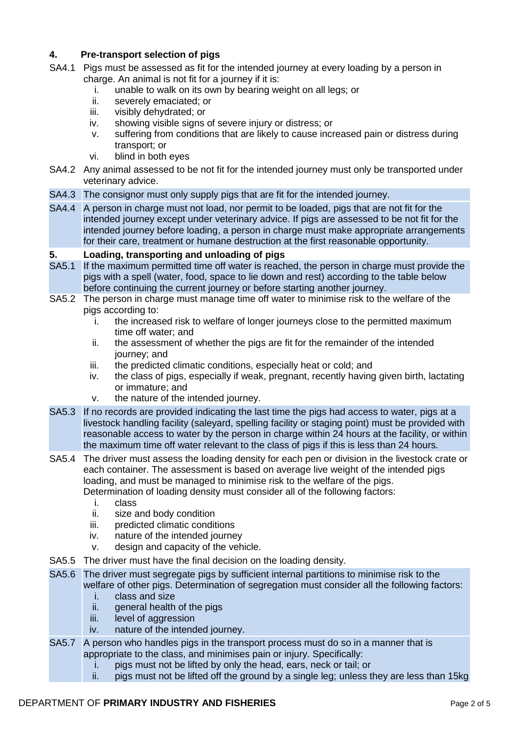## 4. Pre-transport selection of pigs

SA4.1 Pigs must be assessed as fit for the intended journey at every loading by a person in charge. An animal is not fit for a journey if it is:

- i. unable to walk on its own by bearing weight on all legs; or
- ii. severely emaciated; or
- iii. visibly dehydrated; or
- iv. showing visible signs of severe injury or distress; or
- v. suffering from conditions that are likely to cause increased pain or distress during transport; or
- vi. blind in both eyes

SA4.2 Any animal assessed to be not fit for the intended journey must only be transported under veterinary advice.

SA4.3 The consignor must only supply pigs that are fit for the intended journey.

SA4.4 A person in charge must not load, nor permit to be loaded, pigs that are not fit for the intended journey except under veterinary advice. If pigs are assessed to be not fit for the intended journey before loading, a person in charge must make appropriate arrangements for their care, treatment or humane destruction at the first reasonable opportunity.

## 5. Loading, transporting and unloading of pigs

SA5.1 If the maximum permitted time off water is reached, the person in charge must provide the pigs with a spell (water, food, space to lie down and rest) according to the table below before continuing the current journey or before starting another journey.

SA5.2 The person in charge must manage time off water to minimise risk to the welfare of the pigs according to:

- i. the increased risk to welfare of longer journeys close to the permitted maximum time off water; and
- ii. the assessment of whether the pigs are fit for the remainder of the intended journey; and
- iii. the predicted climatic conditions, especially heat or cold; and
- iv. the class of pigs, especially if weak, pregnant, recently having given birth, lactating or immature; and
- v. the nature of the intended journey.

SA5.3 If no records are provided indicating the last time the pigs had access to water, pigs at a livestock handling facility (saleyard, spelling facility or staging point) must be provided with reasonable access to water by the person in charge within 24 hours at the facility, or within the maximum time off water relevant to the class of pigs if this is less than 24 hours.

SA5.4 The driver must assess the loading density for each pen or division in the livestock crate or each container. The assessment is based on average live weight of the intended pigs loading, and must be managed to minimise risk to the welfare of the pigs.
Determination of loading density must consider all of the following factors:

- i. class
- ii. size and body condition
- iii. predicted climatic conditions
- iv. nature of the intended journey
- v. design and capacity of the vehicle.

SA5.5 The driver must have the final decision on the loading density.

SA5.6 The driver must segregate pigs by sufficient internal partitions to minimise risk to the welfare of other pigs. Determination of segregation must consider all the following factors:

- i. class and size
- ii. general health of the pigs
- iii. level of aggression
- iv. nature of the intended journey.

SA5.7 A person who handles pigs in the transport process must do so in a manner that is appropriate to the class, and minimises pain or injury. Specifically:

- i. pigs must not be lifted by only the head, ears, neck or tail; or
- ii. pigs must not be lifted off the ground by a single leg; unless they are less than 15kg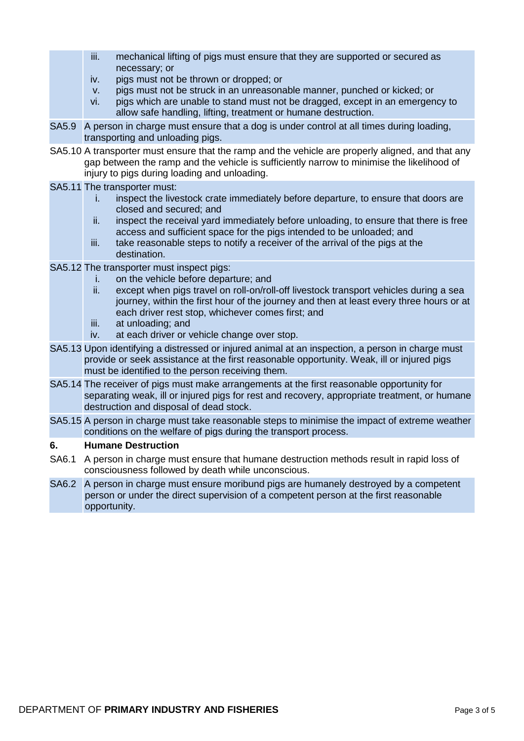- iii. mechanical lifting of pigs must ensure that they are supported or secured as necessary; or
- iv. pigs must not be thrown or dropped; or
- v. pigs must not be struck in an unreasonable manner, punched or kicked; or
- vi. pigs which are unable to stand must not be dragged, except in an emergency to allow safe handling, lifting, treatment or humane destruction.

SA5.9 A person in charge must ensure that a dog is under control at all times during loading, transporting and unloading pigs.

SA5.10 A transporter must ensure that the ramp and the vehicle are properly aligned, and that any gap between the ramp and the vehicle is sufficiently narrow to minimise the likelihood of injury to pigs during loading and unloading.

SA5.11 The transporter must:

- i. inspect the livestock crate immediately before departure, to ensure that doors are closed and secured; and
- ii. inspect the receival yard immediately before unloading, to ensure that there is free access and sufficient space for the pigs intended to be unloaded; and
- iii. take reasonable steps to notify a receiver of the arrival of the pigs at the destination.

SA5.12 The transporter must inspect pigs:

- i. on the vehicle before departure; and
- ii. except when pigs travel on roll-on/roll-off livestock transport vehicles during a sea journey, within the first hour of the journey and then at least every three hours or at each driver rest stop, whichever comes first; and
- iii. at unloading; and
- iv. at each driver or vehicle change over stop.

SA5.13 Upon identifying a distressed or injured animal at an inspection, a person in charge must provide or seek assistance at the first reasonable opportunity. Weak, ill or injured pigs must be identified to the person receiving them.

SA5.14 The receiver of pigs must make arrangements at the first reasonable opportunity for separating weak, ill or injured pigs for rest and recovery, appropriate treatment, or humane destruction and disposal of dead stock.

SA5.15 A person in charge must take reasonable steps to minimise the impact of extreme weather conditions on the welfare of pigs during the transport process.

## 6. Humane Destruction

SA6.1 A person in charge must ensure that humane destruction methods result in rapid loss of consciousness followed by death while unconscious.

SA6.2 A person in charge must ensure moribund pigs are humanely destroyed by a competent person or under the direct supervision of a competent person at the first reasonable opportunity.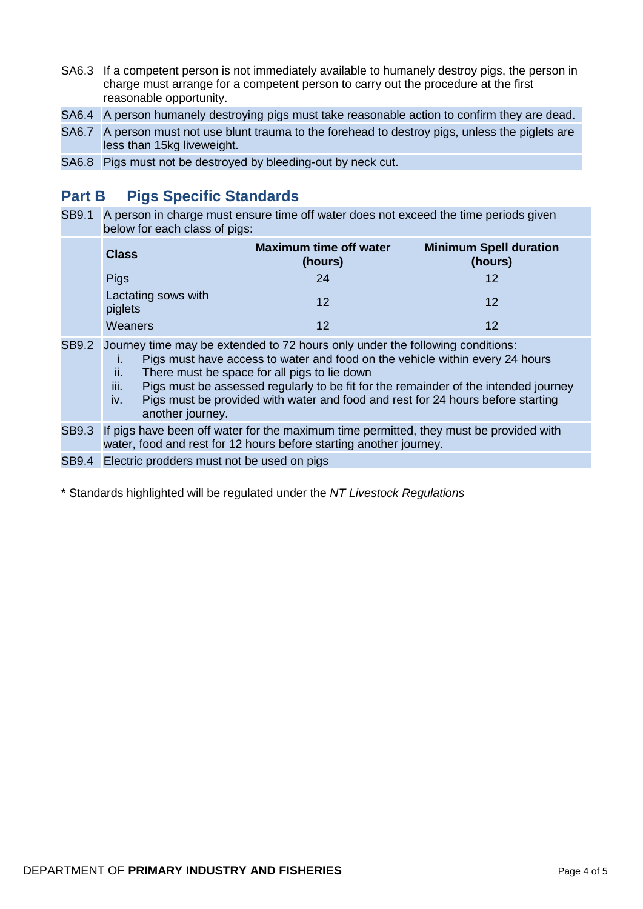SA6.3 If a competent person is not immediately available to humanely destroy pigs, the person in charge must arrange for a competent person to carry out the procedure at the first reasonable opportunity.

SA6.4 A person humanely destroying pigs must take reasonable action to confirm they are dead.

SA6.7 A person must not use blunt trauma to the forehead to destroy pigs, unless the piglets are less than 15kg liveweight.

SA6.8 Pigs must not be destroyed by bleeding-out by neck cut.

## Part B Pigs Specific Standards

SB9.1 A person in charge must ensure time off water does not exceed the time periods given below for each class of pigs:

| Class | Maximum time off water (hours) | Minimum Spell duration (hours) |
|---|---|---|
| Pigs | 24 | 12 |
| Lactating sows with piglets | 12 | 12 |
| Weaners | 12 | 12 |

SB9.2 Journey time may be extended to 72 hours only under the following conditions:

i. Pigs must have access to water and food on the vehicle within every 24 hours
ii. There must be space for all pigs to lie down
iii. Pigs must be assessed regularly to be fit for the remainder of the intended journey
iv. Pigs must be provided with water and food and rest for 24 hours before starting another journey.

SB9.3 If pigs have been off water for the maximum time permitted, they must be provided with water, food and rest for 12 hours before starting another journey.

SB9.4 Electric prodders must not be used on pigs

* Standards highlighted will be regulated under the *NT Livestock Regulations*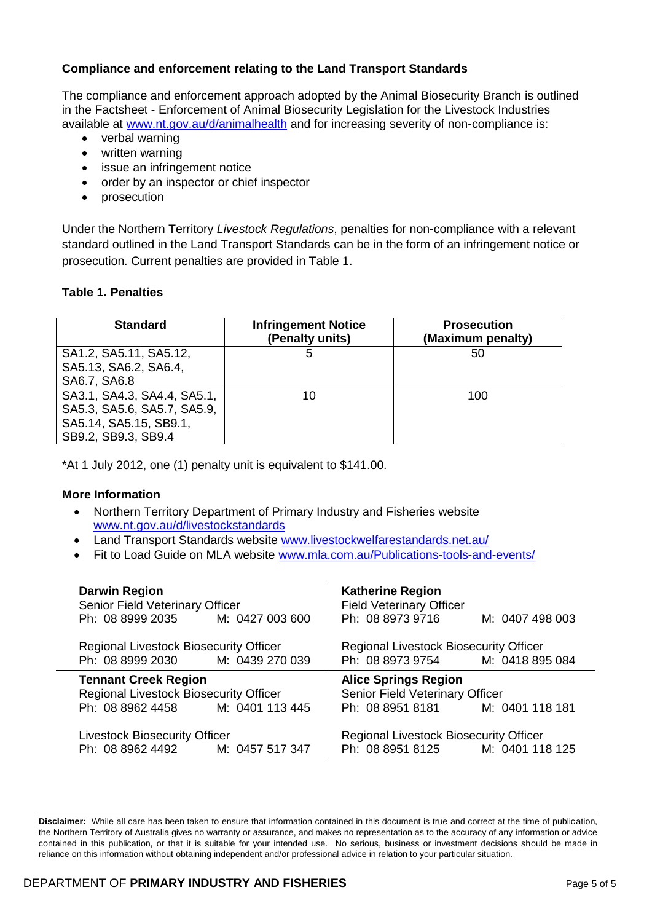### Compliance and enforcement relating to the Land Transport Standards

The compliance and enforcement approach adopted by the Animal Biosecurity Branch is outlined in the Factsheet - Enforcement of Animal Biosecurity Legislation for the Livestock Industries available at www.nt.gov.au/d/animalhealth and for increasing severity of non-compliance is:

- verbal warning
- written warning
- issue an infringement notice
- order by an inspector or chief inspector
- prosecution

Under the Northern Territory *Livestock Regulations*, penalties for non-compliance with a relevant standard outlined in the Land Transport Standards can be in the form of an infringement notice or prosecution. Current penalties are provided in Table 1.

**Table 1. Penalties**

| Standard | Infringement Notice (Penalty units) | Prosecution (Maximum penalty) |
|---|---|---|
| SA1.2, SA5.11, SA5.12, SA5.13, SA6.2, SA6.4, SA6.7, SA6.8 | 5 | 50 |
| SA3.1, SA4.3, SA4.4, SA5.1, SA5.3, SA5.6, SA5.7, SA5.9, SA5.14, SA5.15, SB9.1, SB9.2, SB9.3, SB9.4 | 10 | 100 |

*At 1 July 2012, one (1) penalty unit is equivalent to $141.00.

### More Information

- Northern Territory Department of Primary Industry and Fisheries website www.nt.gov.au/d/livestockstandards
- Land Transport Standards website www.livestockwelfarestandards.net.au/
- Fit to Load Guide on MLA website www.mla.com.au/Publications-tools-and-events/

**Darwin Region**
Senior Field Veterinary Officer
Ph: 08 8999 2035 M: 0427 003 600

Regional Livestock Biosecurity Officer
Ph: 08 8999 2030 M: 0439 270 039

**Katherine Region**
Field Veterinary Officer
Ph: 08 8973 9716 M: 0407 498 003

Regional Livestock Biosecurity Officer
Ph: 08 8973 9754 M: 0418 895 084

**Tennant Creek Region**
Regional Livestock Biosecurity Officer
Ph: 08 8962 4458 M: 0401 113 445

Livestock Biosecurity Officer
Ph: 08 8962 4492 M: 0457 517 347

**Alice Springs Region**
Senior Field Veterinary Officer
Ph: 08 8951 8181 M: 0401 118 181

Regional Livestock Biosecurity Officer
Ph: 08 8951 8125 M: 0401 118 125

**Disclaimer:** While all care has been taken to ensure that information contained in this document is true and correct at the time of publication, the Northern Territory of Australia gives no warranty or assurance, and makes no representation as to the accuracy of any information or advice contained in this publication, or that it is suitable for your intended use. No serious, business or investment decisions should be made in reliance on this information without obtaining independent and/or professional advice in relation to your particular situation.